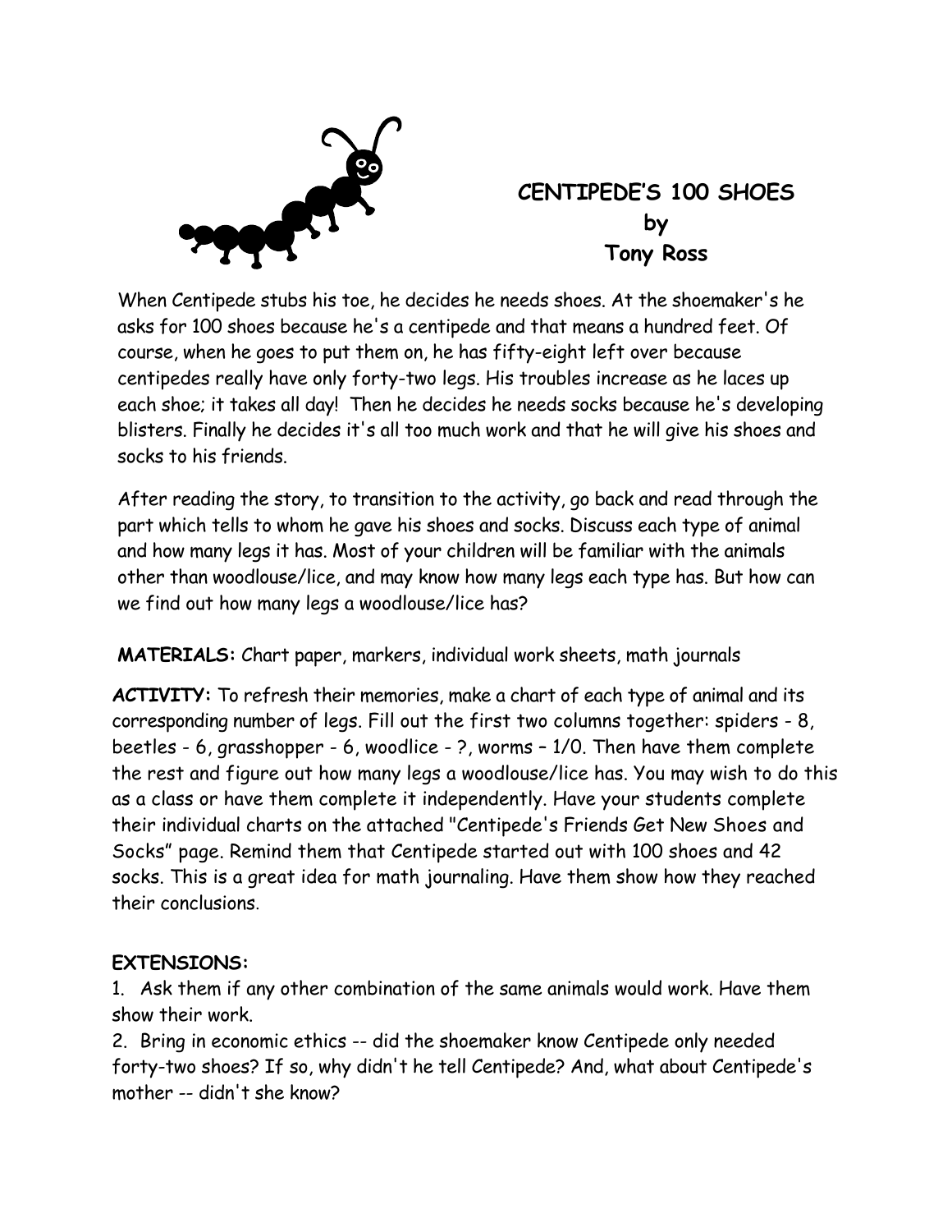# CENTIPEDE'S 100 SHOES
## by
## Tony Ross

When Centipede stubs his toe, he decides he needs shoes. At the shoemaker's he asks for 100 shoes because he's a centipede and that means a hundred feet. Of course, when he goes to put them on, he has fifty-eight left over because centipedes really have only forty-two legs. His troubles increase as he laces up each shoe; it takes all day! Then he decides he needs socks because he's developing blisters. Finally he decides it's all too much work and that he will give his shoes and socks to his friends.

After reading the story, to transition to the activity, go back and read through the part which tells to whom he gave his shoes and socks. Discuss each type of animal and how many legs it has. Most of your children will be familiar with the animals other than woodlouse/lice, and may know how many legs each type has. But how can we find out how many legs a woodlouse/lice has?

**MATERIALS:** Chart paper, markers, individual work sheets, math journals

**ACTIVITY:** To refresh their memories, make a chart of each type of animal and its corresponding number of legs. Fill out the first two columns together: spiders - 8, beetles - 6, grasshopper - 6, woodlice - ?, worms – 1/0. Then have them complete the rest and figure out how many legs a woodlouse/lice has. You may wish to do this as a class or have them complete it independently. Have your students complete their individual charts on the attached "Centipede's Friends Get New Shoes and Socks" page. Remind them that Centipede started out with 100 shoes and 42 socks. This is a great idea for math journaling. Have them show how they reached their conclusions.

**EXTENSIONS:**

1. Ask them if any other combination of the same animals would work. Have them show their work.
2. Bring in economic ethics -- did the shoemaker know Centipede only needed forty-two shoes? If so, why didn't he tell Centipede? And, what about Centipede's mother -- didn't she know?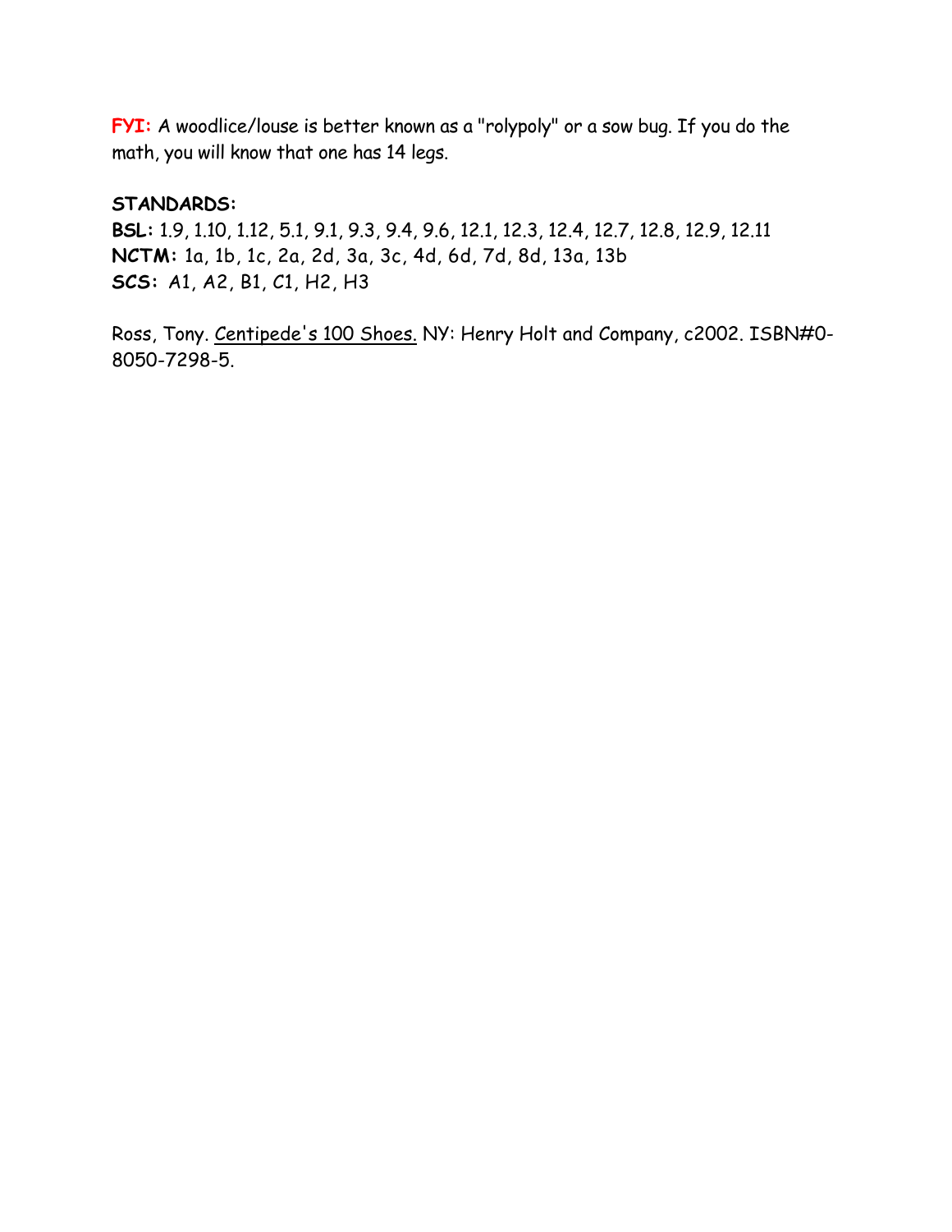**FYI:** A woodlice/louse is better known as a "rolypoly" or a sow bug. If you do the math, you will know that one has 14 legs.

**STANDARDS:**
**BSL:** 1.9, 1.10, 1.12, 5.1, 9.1, 9.3, 9.4, 9.6, 12.1, 12.3, 12.4, 12.7, 12.8, 12.9, 12.11
**NCTM:** 1a, 1b, 1c, 2a, 2d, 3a, 3c, 4d, 6d, 7d, 8d, 13a, 13b
***SCS:*** A1, A2, B1, C1, H2, H3

Ross, Tony. Centipede's 100 Shoes. NY: Henry Holt and Company, c2002. ISBN#0-8050-7298-5.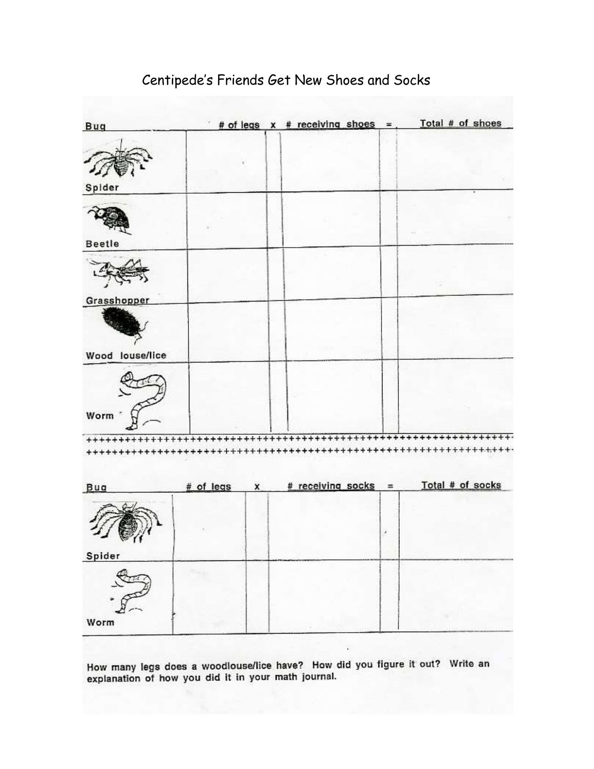# Centipede's Friends Get New Shoes and Socks

| Bug | # of legs | x | # receiving shoes | = | Total # of shoes |
| --- | --- | --- | --- | --- | --- |
| Spider | | | | | |
| Beetle | | | | | |
| Grasshopper | | | | | |
| Wood louse/lice | | | | | |
| Worm | | | | | |

++++++++++++++++++++++++++++++++++++++++++++++++++++++++++++++++++++++++++++++++

++++++++++++++++++++++++++++++++++++++++++++++++++++++++++++++++++++++++++++++++

| Bug | # of legs | x | # receiving socks | = | Total # of socks |
| --- | --- | --- | --- | --- | --- |
| Spider | | | | | |
| Worm | | | | | |

How many legs does a woodlouse/lice have? How did you figure it out? Write an explanation of how you did it in your math journal.